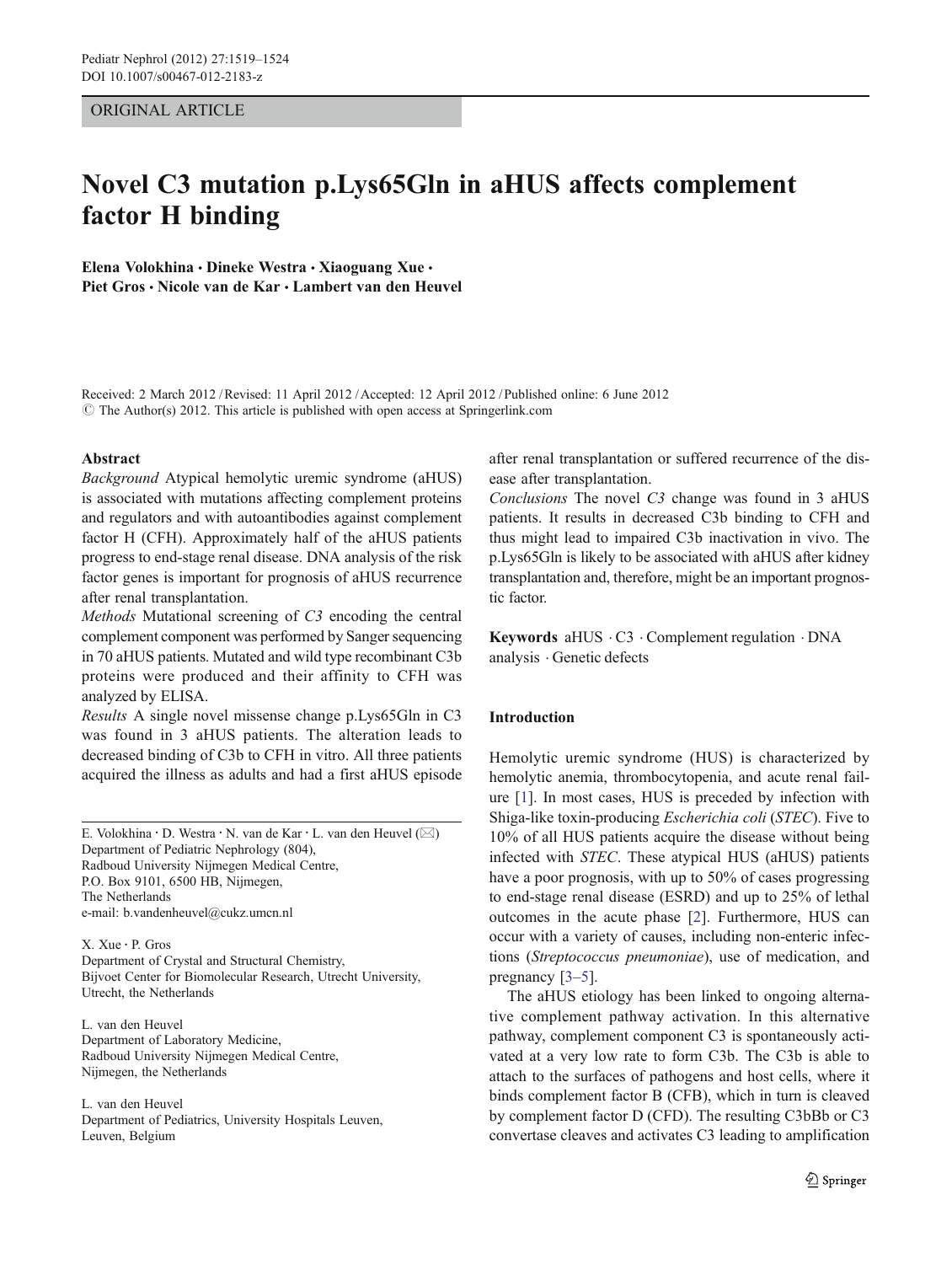ORIGINAL ARTICLE

# Novel C3 mutation p.Lys65Gln in aHUS affects complement factor H binding

Elena Volokhina · Dineke Westra · Xiaoguang Xue · Piet Gros · Nicole van de Kar · Lambert van den Heuvel

Received: 2 March 2012 / Revised: 11 April 2012 / Accepted: 12 April 2012 / Published online: 6 June 2012
© The Author(s) 2012. This article is published with open access at Springerlink.com

**Abstract**

*Background* Atypical hemolytic uremic syndrome (aHUS) is associated with mutations affecting complement proteins and regulators and with autoantibodies against complement factor H (CFH). Approximately half of the aHUS patients progress to end-stage renal disease. DNA analysis of the risk factor genes is important for prognosis of aHUS recurrence after renal transplantation.

*Methods* Mutational screening of *C3* encoding the central complement component was performed by Sanger sequencing in 70 aHUS patients. Mutated and wild type recombinant C3b proteins were produced and their affinity to CFH was analyzed by ELISA.

*Results* A single novel missense change p.Lys65Gln in C3 was found in 3 aHUS patients. The alteration leads to decreased binding of C3b to CFH in vitro. All three patients acquired the illness as adults and had a first aHUS episode after renal transplantation or suffered recurrence of the disease after transplantation.

*Conclusions* The novel *C3* change was found in 3 aHUS patients. It results in decreased C3b binding to CFH and thus might lead to impaired C3b inactivation in vivo. The p.Lys65Gln is likely to be associated with aHUS after kidney transplantation and, therefore, might be an important prognostic factor.

**Keywords** aHUS · C3 · Complement regulation · DNA analysis · Genetic defects

E. Volokhina · D. Westra · N. van de Kar · L. van den Heuvel (✉)
Department of Pediatric Nephrology (804),
Radboud University Nijmegen Medical Centre,
P.O. Box 9101, 6500 HB, Nijmegen,
The Netherlands
e-mail: b.vandenheuvel@cukz.umcn.nl

X. Xue · P. Gros
Department of Crystal and Structural Chemistry,
Bijvoet Center for Biomolecular Research, Utrecht University,
Utrecht, the Netherlands

L. van den Heuvel
Department of Laboratory Medicine,
Radboud University Nijmegen Medical Centre,
Nijmegen, the Netherlands

L. van den Heuvel
Department of Pediatrics, University Hospitals Leuven,
Leuven, Belgium

## Introduction

Hemolytic uremic syndrome (HUS) is characterized by hemolytic anemia, thrombocytopenia, and acute renal failure [1]. In most cases, HUS is preceded by infection with Shiga-like toxin-producing *Escherichia coli* (*STEC*). Five to 10% of all HUS patients acquire the disease without being infected with *STEC*. These atypical HUS (aHUS) patients have a poor prognosis, with up to 50% of cases progressing to end-stage renal disease (ESRD) and up to 25% of lethal outcomes in the acute phase [2]. Furthermore, HUS can occur with a variety of causes, including non-enteric infections (*Streptococcus pneumoniae*), use of medication, and pregnancy [3–5].

The aHUS etiology has been linked to ongoing alternative complement pathway activation. In this alternative pathway, complement component C3 is spontaneously activated at a very low rate to form C3b. The C3b is able to attach to the surfaces of pathogens and host cells, where it binds complement factor B (CFB), which in turn is cleaved by complement factor D (CFD). The resulting C3bBb or C3 convertase cleaves and activates C3 leading to amplification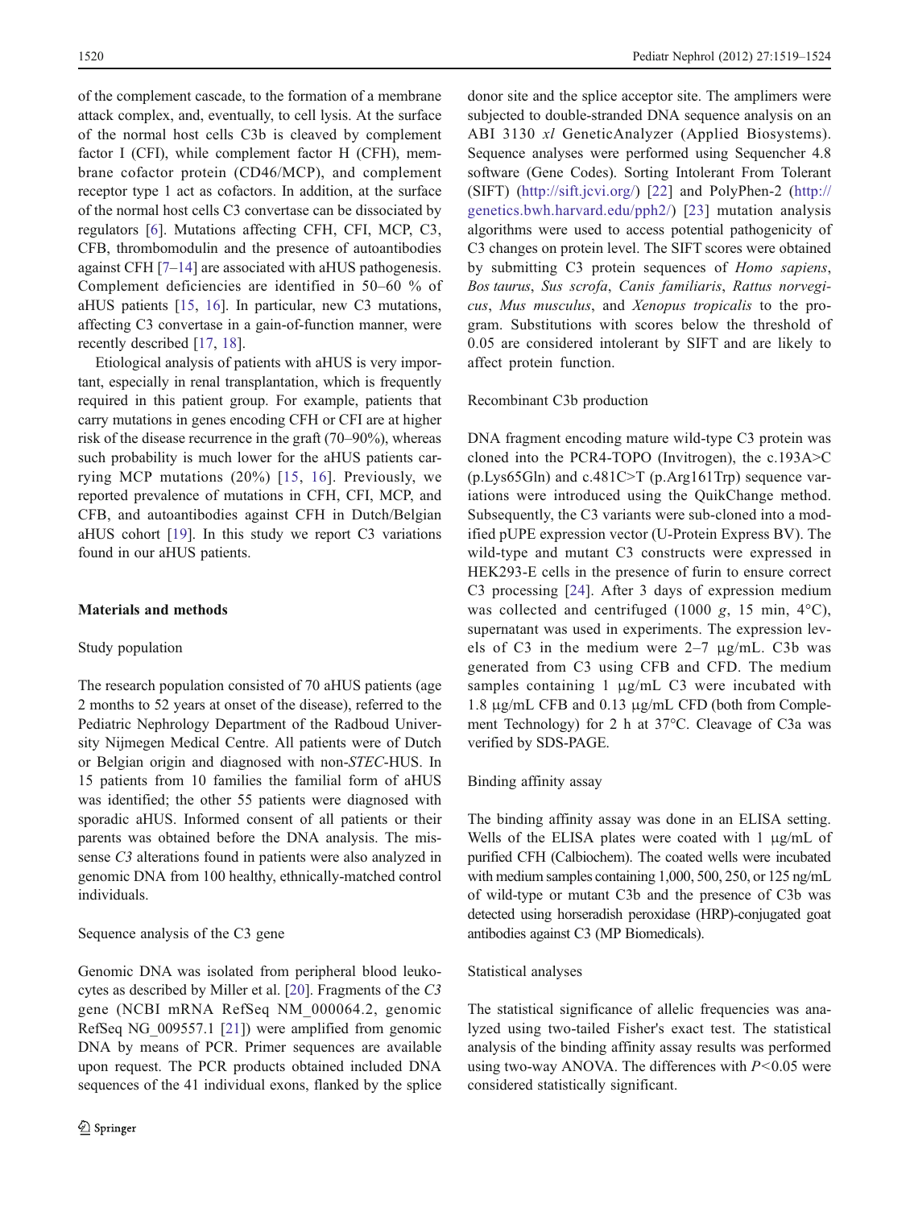of the complement cascade, to the formation of a membrane attack complex, and, eventually, to cell lysis. At the surface of the normal host cells C3b is cleaved by complement factor I (CFI), while complement factor H (CFH), membrane cofactor protein (CD46/MCP), and complement receptor type 1 act as cofactors. In addition, at the surface of the normal host cells C3 convertase can be dissociated by regulators [6]. Mutations affecting CFH, CFI, MCP, C3, CFB, thrombomodulin and the presence of autoantibodies against CFH [7–14] are associated with aHUS pathogenesis. Complement deficiencies are identified in 50–60 % of aHUS patients [15, 16]. In particular, new C3 mutations, affecting C3 convertase in a gain-of-function manner, were recently described [17, 18].

Etiological analysis of patients with aHUS is very important, especially in renal transplantation, which is frequently required in this patient group. For example, patients that carry mutations in genes encoding CFH or CFI are at higher risk of the disease recurrence in the graft (70–90%), whereas such probability is much lower for the aHUS patients carrying MCP mutations (20%) [15, 16]. Previously, we reported prevalence of mutations in CFH, CFI, MCP, and CFB, and autoantibodies against CFH in Dutch/Belgian aHUS cohort [19]. In this study we report C3 variations found in our aHUS patients.

## Materials and methods

### Study population

The research population consisted of 70 aHUS patients (age 2 months to 52 years at onset of the disease), referred to the Pediatric Nephrology Department of the Radboud University Nijmegen Medical Centre. All patients were of Dutch or Belgian origin and diagnosed with non-*STEC*-HUS. In 15 patients from 10 families the familial form of aHUS was identified; the other 55 patients were diagnosed with sporadic aHUS. Informed consent of all patients or their parents was obtained before the DNA analysis. The missense *C3* alterations found in patients were also analyzed in genomic DNA from 100 healthy, ethnically-matched control individuals.

### Sequence analysis of the C3 gene

Genomic DNA was isolated from peripheral blood leukocytes as described by Miller et al. [20]. Fragments of the *C3* gene (NCBI mRNA RefSeq NM_000064.2, genomic RefSeq NG_009557.1 [21]) were amplified from genomic DNA by means of PCR. Primer sequences are available upon request. The PCR products obtained included DNA sequences of the 41 individual exons, flanked by the splice donor site and the splice acceptor site. The amplimers were subjected to double-stranded DNA sequence analysis on an ABI 3130 *xl* GeneticAnalyzer (Applied Biosystems). Sequence analyses were performed using Sequencher 4.8 software (Gene Codes). Sorting Intolerant From Tolerant (SIFT) (http://sift.jcvi.org/) [22] and PolyPhen-2 (http://genetics.bwh.harvard.edu/pph2/) [23] mutation analysis algorithms were used to access potential pathogenicity of C3 changes on protein level. The SIFT scores were obtained by submitting C3 protein sequences of *Homo sapiens*, *Bos taurus*, *Sus scrofa*, *Canis familiaris*, *Rattus norvegicus*, *Mus musculus*, and *Xenopus tropicalis* to the program. Substitutions with scores below the threshold of 0.05 are considered intolerant by SIFT and are likely to affect protein function.

### Recombinant C3b production

DNA fragment encoding mature wild-type C3 protein was cloned into the PCR4-TOPO (Invitrogen), the c.193A>C (p.Lys65Gln) and c.481C>T (p.Arg161Trp) sequence variations were introduced using the QuikChange method. Subsequently, the C3 variants were sub-cloned into a modified pUPE expression vector (U-Protein Express BV). The wild-type and mutant C3 constructs were expressed in HEK293-E cells in the presence of furin to ensure correct C3 processing [24]. After 3 days of expression medium was collected and centrifuged (1000 *g*, 15 min, 4°C), supernatant was used in experiments. The expression levels of C3 in the medium were 2–7 μg/mL. C3b was generated from C3 using CFB and CFD. The medium samples containing 1 μg/mL C3 were incubated with 1.8 μg/mL CFB and 0.13 μg/mL CFD (both from Complement Technology) for 2 h at 37°C. Cleavage of C3a was verified by SDS-PAGE.

### Binding affinity assay

The binding affinity assay was done in an ELISA setting. Wells of the ELISA plates were coated with 1 μg/mL of purified CFH (Calbiochem). The coated wells were incubated with medium samples containing 1,000, 500, 250, or 125 ng/mL of wild-type or mutant C3b and the presence of C3b was detected using horseradish peroxidase (HRP)-conjugated goat antibodies against C3 (MP Biomedicals).

### Statistical analyses

The statistical significance of allelic frequencies was analyzed using two-tailed Fisher's exact test. The statistical analysis of the binding affinity assay results was performed using two-way ANOVA. The differences with $P<0.05$ were considered statistically significant.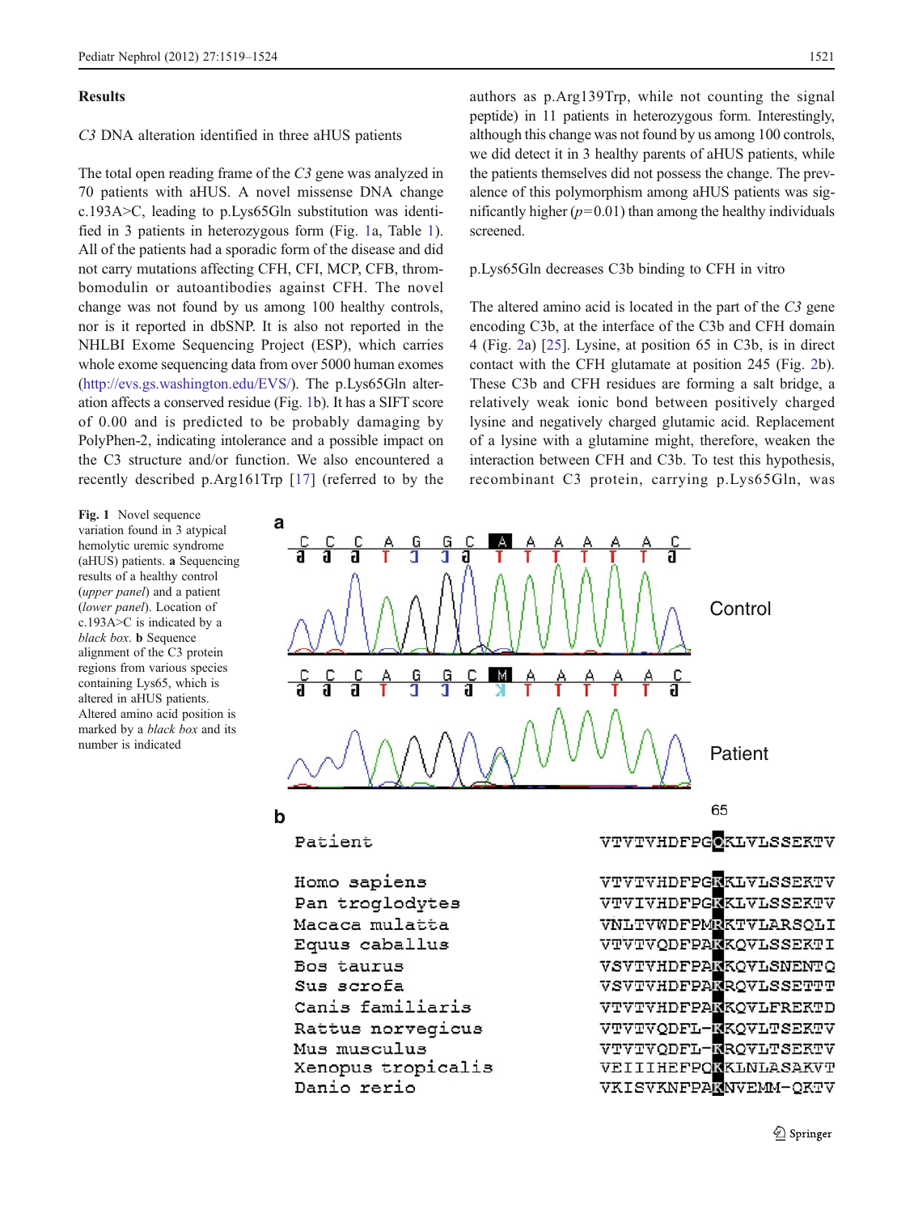## Results

### *C3* DNA alteration identified in three aHUS patients

The total open reading frame of the *C3* gene was analyzed in 70 patients with aHUS. A novel missense DNA change c.193A>C, leading to p.Lys65Gln substitution was identified in 3 patients in heterozygous form (Fig. 1a, Table 1). All of the patients had a sporadic form of the disease and did not carry mutations affecting CFH, CFI, MCP, CFB, thrombomodulin or autoantibodies against CFH. The novel change was not found by us among 100 healthy controls, nor is it reported in dbSNP. It is also not reported in the NHLBI Exome Sequencing Project (ESP), which carries whole exome sequencing data from over 5000 human exomes (http://evs.gs.washington.edu/EVS/). The p.Lys65Gln alteration affects a conserved residue (Fig. 1b). It has a SIFT score of 0.00 and is predicted to be probably damaging by PolyPhen-2, indicating intolerance and a possible impact on the C3 structure and/or function. We also encountered a recently described p.Arg161Trp [17] (referred to by the authors as p.Arg139Trp, while not counting the signal peptide) in 11 patients in heterozygous form. Interestingly, although this change was not found by us among 100 controls, we did detect it in 3 healthy parents of aHUS patients, while the patients themselves did not possess the change. The prevalence of this polymorphism among aHUS patients was significantly higher ($p=0.01$) than among the healthy individuals screened.

### p.Lys65Gln decreases C3b binding to CFH in vitro

The altered amino acid is located in the part of the *C3* gene encoding C3b, at the interface of the C3b and CFH domain 4 (Fig. 2a) [25]. Lysine, at position 65 in C3b, is in direct contact with the CFH glutamate at position 245 (Fig. 2b). These C3b and CFH residues are forming a salt bridge, a relatively weak ionic bond between positively charged lysine and negatively charged glutamic acid. Replacement of a lysine with a glutamine might, therefore, weaken the interaction between CFH and C3b. To test this hypothesis, recombinant C3 protein, carrying p.Lys65Gln, was

a

C C C A G G C A A A A A A C

Control

C C C A G G C M A A A A A C

Patient

b

65

| | |
|---|---|
| Patient | VTVTVHDFPGQKLVLSSEKTV |
| Homo sapiens | VTVTVHDFPGKKLVLSSEKTV |
| Pan troglodytes | VTVIVHDFPGKKLVLSSEKTV |
| Macaca mulatta | VNLTVWDFPMRKTVLARSQLI |
| Equus caballus | VTVTVQDFPAKKQVLSSEKTI |
| Bos taurus | VSVTVHDFPAKKQVLSNENTQ |
| Sus scrofa | VSVTVHDFPAKRQVLSSETTT |
| Canis familiaris | VTVTVHDFPAKKQVLFREKTD |
| Rattus norvegicus | VTVTVQDFL-KKQVLTSEKTV |
| Mus musculus | VTVTVQDFL-KRQVLTSEKTV |
| Xenopus tropicalis | VEIIIHEFPQKKLNLASAKVT |
| Danio rerio | VKISVKNFPAKNVEMM-QKTV |

**Fig. 1** Novel sequence variation found in 3 atypical hemolytic uremic syndrome (aHUS) patients. **a** Sequencing results of a healthy control (*upper panel*) and a patient (*lower panel*). Location of c.193A>C is indicated by a *black box*. **b** Sequence alignment of the C3 protein regions from various species containing Lys65, which is altered in aHUS patients. Altered amino acid position is marked by a *black box* and its number is indicated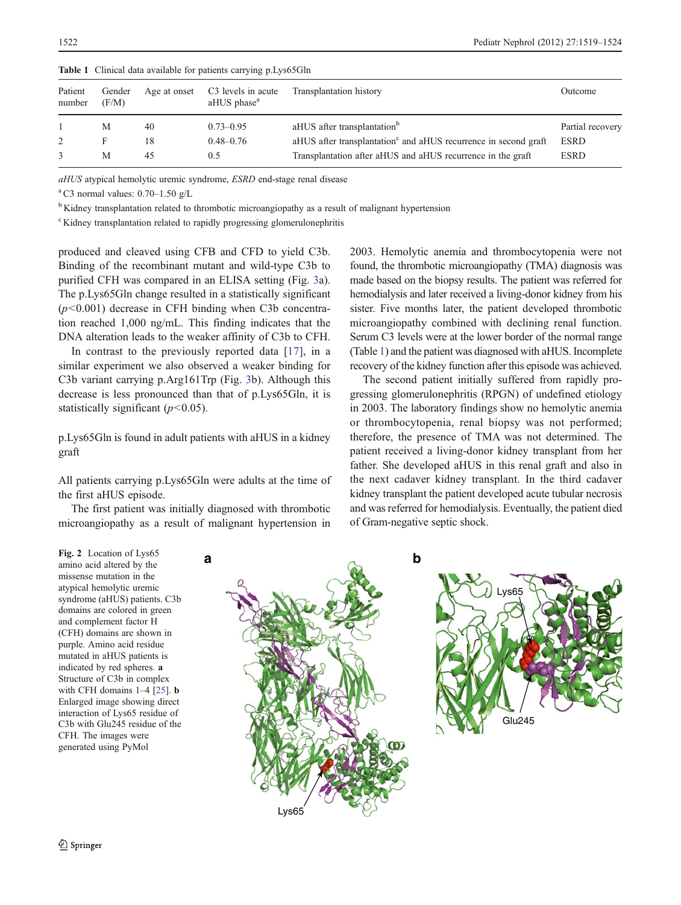**Table 1** Clinical data available for patients carrying p.Lys65Gln

| Patient number | Gender (F/M) | Age at onset | C3 levels in acute aHUS phase[a] | Transplantation history | Outcome |
|---|---|---|---|---|---|
| 1 | M | 40 | 0.73–0.95 | aHUS after transplantation[b] | Partial recovery |
| 2 | F | 18 | 0.48–0.76 | aHUS after transplantation[c] and aHUS recurrence in second graft | ESRD |
| 3 | M | 45 | 0.5 | Transplantation after aHUS and aHUS recurrence in the graft | ESRD |

*aHUS* atypical hemolytic uremic syndrome, *ESRD* end-stage renal disease

[a] C3 normal values: 0.70–1.50 g/L

[b] Kidney transplantation related to thrombotic microangiopathy as a result of malignant hypertension

[c] Kidney transplantation related to rapidly progressing glomerulonephritis

produced and cleaved using CFB and CFD to yield C3b. Binding of the recombinant mutant and wild-type C3b to purified CFH was compared in an ELISA setting (Fig. 3a). The p.Lys65Gln change resulted in a statistically significant ($p<0.001$) decrease in CFH binding when C3b concentration reached 1,000 ng/mL. This finding indicates that the DNA alteration leads to the weaker affinity of C3b to CFH.

In contrast to the previously reported data [17], in a similar experiment we also observed a weaker binding for C3b variant carrying p.Arg161Trp (Fig. 3b). Although this decrease is less pronounced than that of p.Lys65Gln, it is statistically significant ($p<0.05$).

### p.Lys65Gln is found in adult patients with aHUS in a kidney graft

All patients carrying p.Lys65Gln were adults at the time of the first aHUS episode.

The first patient was initially diagnosed with thrombotic microangiopathy as a result of malignant hypertension in 2003. Hemolytic anemia and thrombocytopenia were not found, the thrombotic microangiopathy (TMA) diagnosis was made based on the biopsy results. The patient was referred for hemodialysis and later received a living-donor kidney from his sister. Five months later, the patient developed thrombotic microangiopathy combined with declining renal function. Serum C3 levels were at the lower border of the normal range (Table 1) and the patient was diagnosed with aHUS. Incomplete recovery of the kidney function after this episode was achieved.

The second patient initially suffered from rapidly progressing glomerulonephritis (RPGN) of undefined etiology in 2003. The laboratory findings show no hemolytic anemia or thrombocytopenia, renal biopsy was not performed; therefore, the presence of TMA was not determined. The patient received a living-donor kidney transplant from her father. She developed aHUS in this renal graft and also in the next cadaver kidney transplant. In the third cadaver kidney transplant the patient developed acute tubular necrosis and was referred for hemodialysis. Eventually, the patient died of Gram-negative septic shock.

a

Lys65

b

Lys65

Glu245

**Fig. 2** Location of Lys65 amino acid altered by the missense mutation in the atypical hemolytic uremic syndrome (aHUS) patients. C3b domains are colored in green and complement factor H (CFH) domains are shown in purple. Amino acid residue mutated in aHUS patients is indicated by red spheres. **a** Structure of C3b in complex with CFH domains 1–4 [25]. **b** Enlarged image showing direct interaction of Lys65 residue of C3b with Glu245 residue of the CFH. The images were generated using PyMol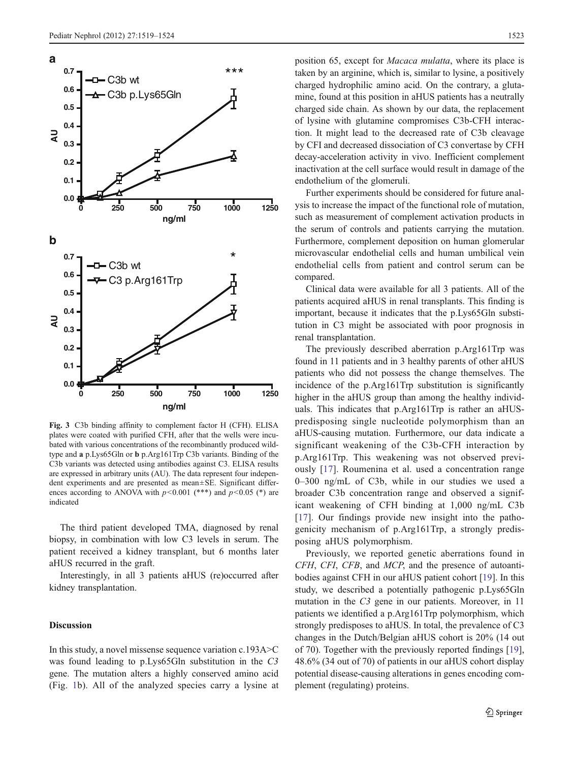**a**

0.7
0.6
0.5
0.4
0.3
0.2
0.1
0.0
AU
0
250
500
750
1000
1250
ng/ml
C3b wt
C3b p.Lys65Gln
***

**b**

0.7
0.6
0.5
0.4
0.3
0.2
0.1
0.0
AU
0
250
500
750
1000
1250
ng/ml
C3b wt
C3 p.Arg161Trp
*

**Fig. 3** C3b binding affinity to complement factor H (CFH). ELISA plates were coated with purified CFH, after that the wells were incubated with various concentrations of the recombinantly produced wild-type and **a** p.Lys65Gln or **b** p.Arg161Trp C3b variants. Binding of the C3b variants was detected using antibodies against C3. ELISA results are expressed in arbitrary units (AU). The data represent four independent experiments and are presented as mean±SE. Significant differences according to ANOVA with $p<0.001$ (***) and $p<0.05$ (*) are indicated

The third patient developed TMA, diagnosed by renal biopsy, in combination with low C3 levels in serum. The patient received a kidney transplant, but 6 months later aHUS recurred in the graft.

Interestingly, in all 3 patients aHUS (re)occurred after kidney transplantation.

## Discussion

In this study, a novel missense sequence variation c.193A>C was found leading to p.Lys65Gln substitution in the *C3* gene. The mutation alters a highly conserved amino acid (Fig. 1b). All of the analyzed species carry a lysine at position 65, except for *Macaca mulatta*, where its place is taken by an arginine, which is, similar to lysine, a positively charged hydrophilic amino acid. On the contrary, a glutamine, found at this position in aHUS patients has a neutrally charged side chain. As shown by our data, the replacement of lysine with glutamine compromises C3b-CFH interaction. It might lead to the decreased rate of C3b cleavage by CFI and decreased dissociation of C3 convertase by CFH decay-acceleration activity in vivo. Inefficient complement inactivation at the cell surface would result in damage of the endothelium of the glomeruli.

Further experiments should be considered for future analysis to increase the impact of the functional role of mutation, such as measurement of complement activation products in the serum of controls and patients carrying the mutation. Furthermore, complement deposition on human glomerular microvascular endothelial cells and human umbilical vein endothelial cells from patient and control serum can be compared.

Clinical data were available for all 3 patients. All of the patients acquired aHUS in renal transplants. This finding is important, because it indicates that the p.Lys65Gln substitution in C3 might be associated with poor prognosis in renal transplantation.

The previously described aberration p.Arg161Trp was found in 11 patients and in 3 healthy parents of other aHUS patients who did not possess the change themselves. The incidence of the p.Arg161Trp substitution is significantly higher in the aHUS group than among the healthy individuals. This indicates that p.Arg161Trp is rather an aHUS-predisposing single nucleotide polymorphism than an aHUS-causing mutation. Furthermore, our data indicate a significant weakening of the C3b-CFH interaction by p.Arg161Trp. This weakening was not observed previously [17]. Roumenina et al. used a concentration range 0–300 ng/mL of C3b, while in our studies we used a broader C3b concentration range and observed a significant weakening of CFH binding at 1,000 ng/mL C3b [17]. Our findings provide new insight into the pathogenicity mechanism of p.Arg161Trp, a strongly predisposing aHUS polymorphism.

Previously, we reported genetic aberrations found in *CFH*, *CFI*, *CFB*, and *MCP*, and the presence of autoantibodies against CFH in our aHUS patient cohort [19]. In this study, we described a potentially pathogenic p.Lys65Gln mutation in the *C3* gene in our patients. Moreover, in 11 patients we identified a p.Arg161Trp polymorphism, which strongly predisposes to aHUS. In total, the prevalence of C3 changes in the Dutch/Belgian aHUS cohort is 20% (14 out of 70). Together with the previously reported findings [19], 48.6% (34 out of 70) of patients in our aHUS cohort display potential disease-causing alterations in genes encoding complement (regulating) proteins.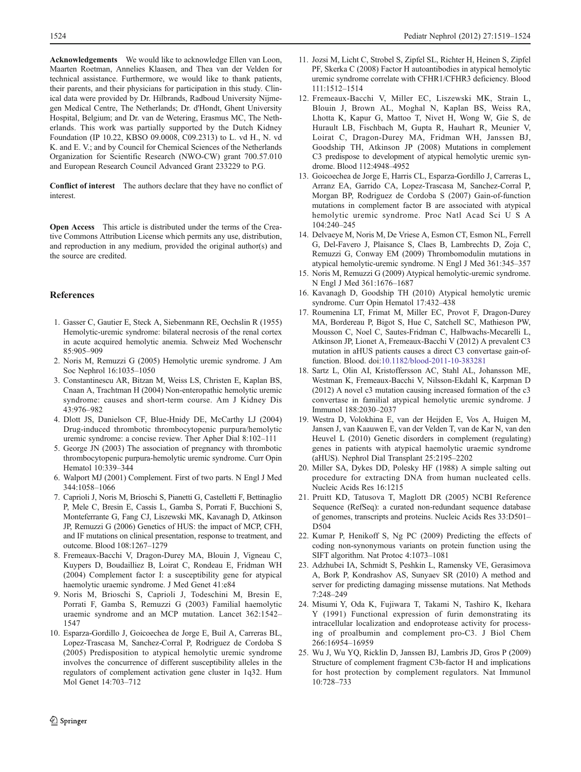**Acknowledgements** We would like to acknowledge Ellen van Loon, Maarten Roetman, Annelies Klaasen, and Thea van der Velden for technical assistance. Furthermore, we would like to thank patients, their parents, and their physicians for participation in this study. Clinical data were provided by Dr. Hilbrands, Radboud University Nijmegen Medical Centre, The Netherlands; Dr. d'Hondt, Ghent University Hospital, Belgium; and Dr. van de Wetering, Erasmus MC, The Netherlands. This work was partially supported by the Dutch Kidney Foundation (IP 10.22, KBSO 09.0008, C09.2313) to L. vd H., N. vd K. and E. V.; and by Council for Chemical Sciences of the Netherlands Organization for Scientific Research (NWO-CW) grant 700.57.010 and European Research Council Advanced Grant 233229 to P.G.

**Conflict of interest** The authors declare that they have no conflict of interest.

**Open Access** This article is distributed under the terms of the Creative Commons Attribution License which permits any use, distribution, and reproduction in any medium, provided the original author(s) and the source are credited.

## References

1. Gasser C, Gautier E, Steck A, Siebenmann RE, Oechslin R (1955) Hemolytic-uremic syndrome: bilateral necrosis of the renal cortex in acute acquired hemolytic anemia. Schweiz Med Wochenschr 85:905–909
2. Noris M, Remuzzi G (2005) Hemolytic uremic syndrome. J Am Soc Nephrol 16:1035–1050
3. Constantinescu AR, Bitzan M, Weiss LS, Christen E, Kaplan BS, Cnaan A, Trachtman H (2004) Non-enteropathic hemolytic uremic syndrome: causes and short-term course. Am J Kidney Dis 43:976–982
4. Dlott JS, Danielson CF, Blue-Hnidy DE, McCarthy LJ (2004) Drug-induced thrombotic thrombocytopenic purpura/hemolytic uremic syndrome: a concise review. Ther Apher Dial 8:102–111
5. George JN (2003) The association of pregnancy with thrombotic thrombocytopenic purpura-hemolytic uremic syndrome. Curr Opin Hematol 10:339–344
6. Walport MJ (2001) Complement. First of two parts. N Engl J Med 344:1058–1066
7. Caprioli J, Noris M, Brioschi S, Pianetti G, Castelletti F, Bettinaglio P, Mele C, Bresin E, Cassis L, Gamba S, Porrati F, Bucchioni S, Monteferrante G, Fang CJ, Liszewski MK, Kavanagh D, Atkinson JP, Remuzzi G (2006) Genetics of HUS: the impact of MCP, CFH, and IF mutations on clinical presentation, response to treatment, and outcome. Blood 108:1267–1279
8. Fremeaux-Bacchi V, Dragon-Durey MA, Blouin J, Vigneau C, Kuypers D, Boudailliez B, Loirat C, Rondeau E, Fridman WH (2004) Complement factor I: a susceptibility gene for atypical haemolytic uraemic syndrome. J Med Genet 41:e84
9. Noris M, Brioschi S, Caprioli J, Todeschini M, Bresin E, Porrati F, Gamba S, Remuzzi G (2003) Familial haemolytic uraemic syndrome and an MCP mutation. Lancet 362:1542–1547
10. Esparza-Gordillo J, Goicoechea de Jorge E, Buil A, Carreras BL, Lopez-Trascasa M, Sanchez-Corral P, Rodriguez de Cordoba S (2005) Predisposition to atypical hemolytic uremic syndrome involves the concurrence of different susceptibility alleles in the regulators of complement activation gene cluster in 1q32. Hum Mol Genet 14:703–712
11. Jozsi M, Licht C, Strobel S, Zipfel SL, Richter H, Heinen S, Zipfel PF, Skerka C (2008) Factor H autoantibodies in atypical hemolytic uremic syndrome correlate with CFHR1/CFHR3 deficiency. Blood 111:1512–1514
12. Fremeaux-Bacchi V, Miller EC, Liszewski MK, Strain L, Blouin J, Brown AL, Moghal N, Kaplan BS, Weiss RA, Lhotta K, Kapur G, Mattoo T, Nivet H, Wong W, Gie S, de Hurault LB, Fischbach M, Gupta R, Hauhart R, Meunier V, Loirat C, Dragon-Durey MA, Fridman WH, Janssen BJ, Goodship TH, Atkinson JP (2008) Mutations in complement C3 predispose to development of atypical hemolytic uremic syndrome. Blood 112:4948–4952
13. Goicoechea de Jorge E, Harris CL, Esparza-Gordillo J, Carreras L, Arranz EA, Garrido CA, Lopez-Trascasa M, Sanchez-Corral P, Morgan BP, Rodriguez de Cordoba S (2007) Gain-of-function mutations in complement factor B are associated with atypical hemolytic uremic syndrome. Proc Natl Acad Sci U S A 104:240–245
14. Delvaeye M, Noris M, De Vriese A, Esmon CT, Esmon NL, Ferrell G, Del-Favero J, Plaisance S, Claes B, Lambrechts D, Zoja C, Remuzzi G, Conway EM (2009) Thrombomodulin mutations in atypical hemolytic-uremic syndrome. N Engl J Med 361:345–357
15. Noris M, Remuzzi G (2009) Atypical hemolytic-uremic syndrome. N Engl J Med 361:1676–1687
16. Kavanagh D, Goodship TH (2010) Atypical hemolytic uremic syndrome. Curr Opin Hematol 17:432–438
17. Roumenina LT, Frimat M, Miller EC, Provot F, Dragon-Durey MA, Bordereau P, Bigot S, Hue C, Satchell SC, Mathieson PW, Mousson C, Noel C, Sautes-Fridman C, Halbwachs-Mecarelli L, Atkinson JP, Lionet A, Fremeaux-Bacchi V (2012) A prevalent C3 mutation in aHUS patients causes a direct C3 convertase gain-of-function. Blood. doi:10.1182/blood-2011-10-383281
18. Sartz L, Olin AI, Kristoffersson AC, Stahl AL, Johansson ME, Westman K, Fremeaux-Bacchi V, Nilsson-Ekdahl K, Karpman D (2012) A novel c3 mutation causing increased formation of the c3 convertase in familial atypical hemolytic uremic syndrome. J Immunol 188:2030–2037
19. Westra D, Volokhina E, van der Heijden E, Vos A, Huigen M, Jansen J, van Kaauwen E, van der Velden T, van de Kar N, van den Heuvel L (2010) Genetic disorders in complement (regulating) genes in patients with atypical haemolytic uraemic syndrome (aHUS). Nephrol Dial Transplant 25:2195–2202
20. Miller SA, Dykes DD, Polesky HF (1988) A simple salting out procedure for extracting DNA from human nucleated cells. Nucleic Acids Res 16:1215
21. Pruitt KD, Tatusova T, Maglott DR (2005) NCBI Reference Sequence (RefSeq): a curated non-redundant sequence database of genomes, transcripts and proteins. Nucleic Acids Res 33:D501–D504
22. Kumar P, Henikoff S, Ng PC (2009) Predicting the effects of coding non-synonymous variants on protein function using the SIFT algorithm. Nat Protoc 4:1073–1081
23. Adzhubei IA, Schmidt S, Peshkin L, Ramensky VE, Gerasimova A, Bork P, Kondrashov AS, Sunyaev SR (2010) A method and server for predicting damaging missense mutations. Nat Methods 7:248–249
24. Misumi Y, Oda K, Fujiwara T, Takami N, Tashiro K, Ikehara Y (1991) Functional expression of furin demonstrating its intracellular localization and endoprotease activity for processing of proalbumin and complement pro-C3. J Biol Chem 266:16954–16959
25. Wu J, Wu YQ, Ricklin D, Janssen BJ, Lambris JD, Gros P (2009) Structure of complement fragment C3b-factor H and implications for host protection by complement regulators. Nat Immunol 10:728–733